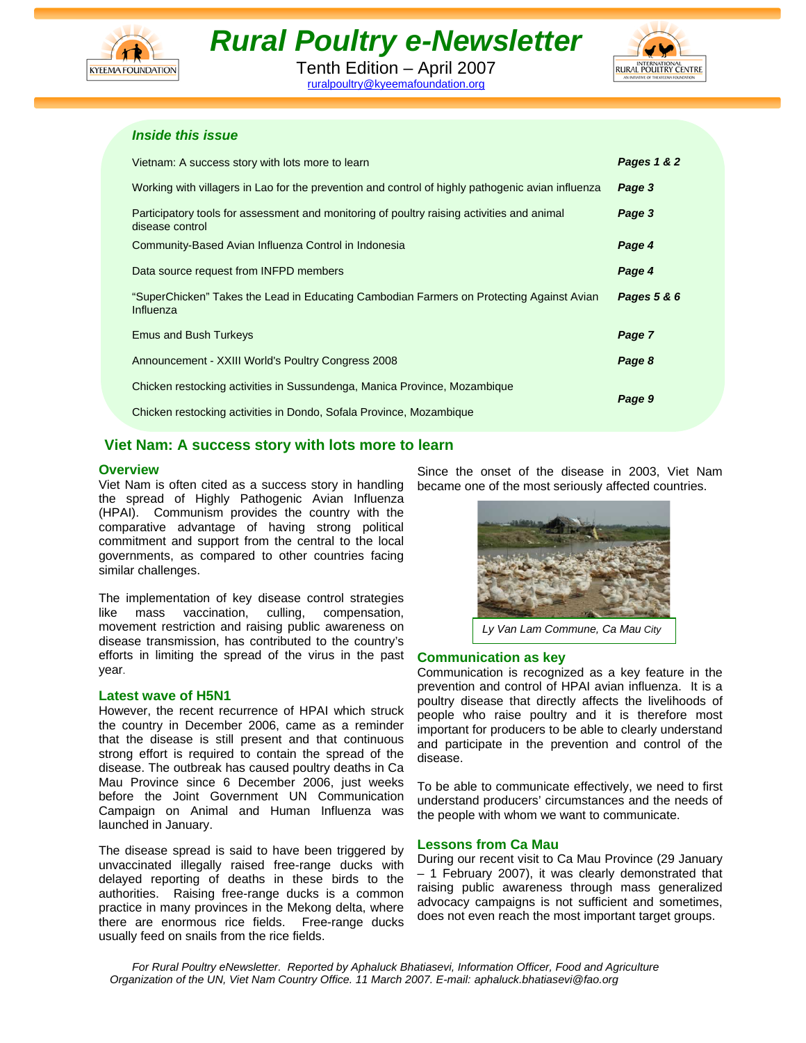# Rural Poultry e-Newsletter

Tenth Edition – April 2007

ruralpoultry@kyeemafoundation.org

## *Inside this issue*

| | |
|---|---|
| Vietnam: A success story with lots more to learn | ***Pages 1 & 2*** |
| Working with villagers in Lao for the prevention and control of highly pathogenic avian influenza | ***Page 3*** |
| Participatory tools for assessment and monitoring of poultry raising activities and animal disease control | ***Page 3*** |
| Community-Based Avian Influenza Control in Indonesia | ***Page 4*** |
| Data source request from INFPD members | ***Page 4*** |
| "SuperChicken" Takes the Lead in Educating Cambodian Farmers on Protecting Against Avian Influenza | ***Pages 5 & 6*** |
| Emus and Bush Turkeys | ***Page 7*** |
| Announcement - XXIII World's Poultry Congress 2008 | ***Page 8*** |
| Chicken restocking activities in Sussundenga, Manica Province, Mozambique<br>Chicken restocking activities in Dondo, Sofala Province, Mozambique | ***Page 9*** |

## Viet Nam: A success story with lots more to learn

### Overview

Viet Nam is often cited as a success story in handling the spread of Highly Pathogenic Avian Influenza (HPAI). Communism provides the country with the comparative advantage of having strong political commitment and support from the central to the local governments, as compared to other countries facing similar challenges.

The implementation of key disease control strategies like mass vaccination, culling, compensation, movement restriction and raising public awareness on disease transmission, has contributed to the country's efforts in limiting the spread of the virus in the past year.

### Latest wave of H5N1

However, the recent recurrence of HPAI which struck the country in December 2006, came as a reminder that the disease is still present and that continuous strong effort is required to contain the spread of the disease. The outbreak has caused poultry deaths in Ca Mau Province since 6 December 2006, just weeks before the Joint Government UN Communication Campaign on Animal and Human Influenza was launched in January.

The disease spread is said to have been triggered by unvaccinated illegally raised free-range ducks with delayed reporting of deaths in these birds to the authorities. Raising free-range ducks is a common practice in many provinces in the Mekong delta, where there are enormous rice fields. Free-range ducks usually feed on snails from the rice fields.

Since the onset of the disease in 2003, Viet Nam became one of the most seriously affected countries.

*Ly Van Lam Commune, Ca Mau City*

### Communication as key

Communication is recognized as a key feature in the prevention and control of HPAI avian influenza. It is a poultry disease that directly affects the livelihoods of people who raise poultry and it is therefore most important for producers to be able to clearly understand and participate in the prevention and control of the disease.

To be able to communicate effectively, we need to first understand producers' circumstances and the needs of the people with whom we want to communicate.

### Lessons from Ca Mau

During our recent visit to Ca Mau Province (29 January – 1 February 2007), it was clearly demonstrated that raising public awareness through mass generalized advocacy campaigns is not sufficient and sometimes, does not even reach the most important target groups.

*For Rural Poultry eNewsletter. Reported by Aphaluck Bhatiasevi, Information Officer, Food and Agriculture Organization of the UN, Viet Nam Country Office. 11 March 2007. E-mail: aphaluck.bhatiasevi@fao.org*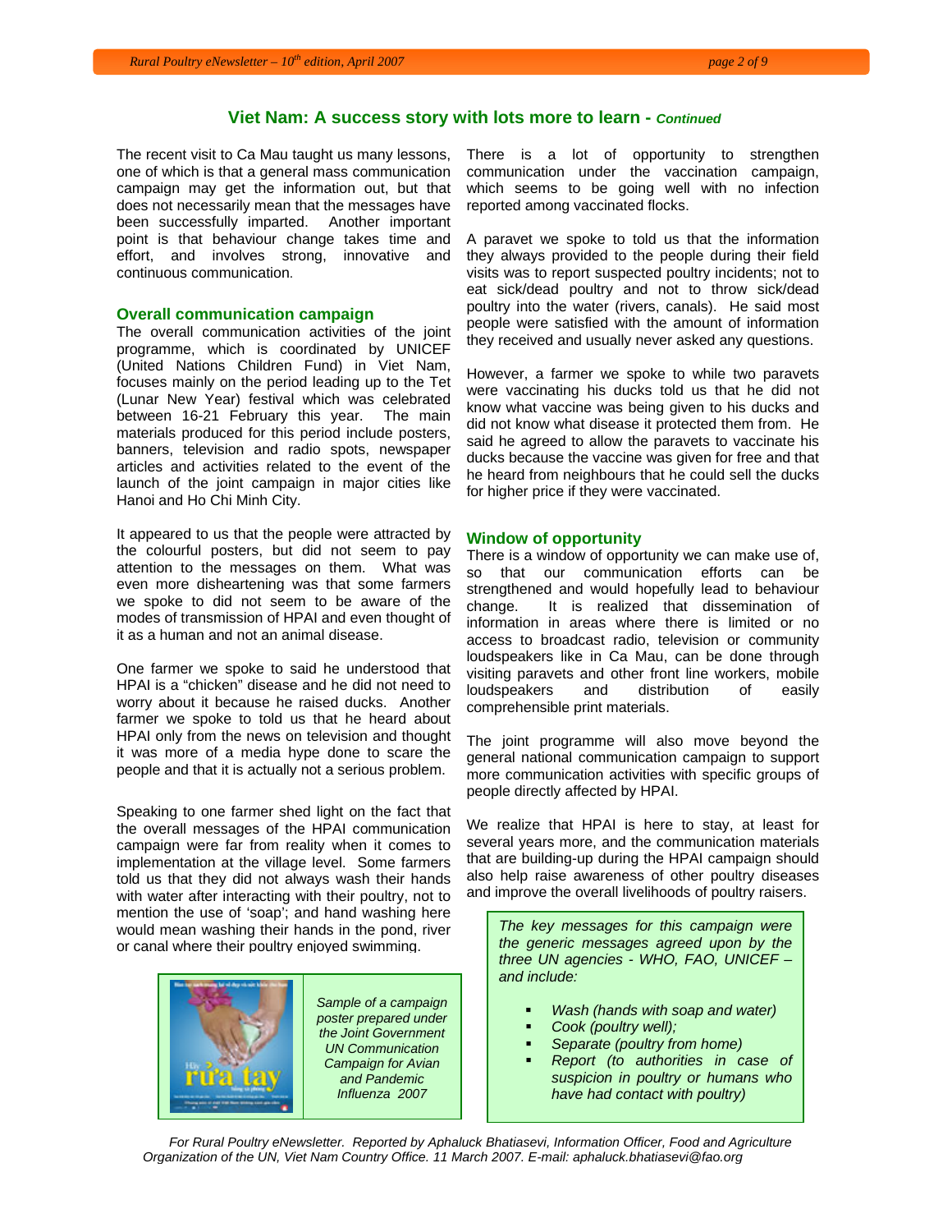## Viet Nam: A success story with lots more to learn - *Continued*

The recent visit to Ca Mau taught us many lessons, one of which is that a general mass communication campaign may get the information out, but that does not necessarily mean that the messages have been successfully imparted. Another important point is that behaviour change takes time and effort, and involves strong, innovative and continuous communication.

### Overall communication campaign

The overall communication activities of the joint programme, which is coordinated by UNICEF (United Nations Children Fund) in Viet Nam, focuses mainly on the period leading up to the Tet (Lunar New Year) festival which was celebrated between 16-21 February this year. The main materials produced for this period include posters, banners, television and radio spots, newspaper articles and activities related to the event of the launch of the joint campaign in major cities like Hanoi and Ho Chi Minh City.

It appeared to us that the people were attracted by the colourful posters, but did not seem to pay attention to the messages on them. What was even more disheartening was that some farmers we spoke to did not seem to be aware of the modes of transmission of HPAI and even thought of it as a human and not an animal disease.

One farmer we spoke to said he understood that HPAI is a "chicken" disease and he did not need to worry about it because he raised ducks. Another farmer we spoke to told us that he heard about HPAI only from the news on television and thought it was more of a media hype done to scare the people and that it is actually not a serious problem.

Speaking to one farmer shed light on the fact that the overall messages of the HPAI communication campaign were far from reality when it comes to implementation at the village level. Some farmers told us that they did not always wash their hands with water after interacting with their poultry, not to mention the use of 'soap'; and hand washing here would mean washing their hands in the pond, river or canal where their poultry enjoyed swimming.

*Sample of a campaign poster prepared under the Joint Government UN Communication Campaign for Avian and Pandemic Influenza 2007*

There is a lot of opportunity to strengthen communication under the vaccination campaign, which seems to be going well with no infection reported among vaccinated flocks.

A paravet we spoke to told us that the information they always provided to the people during their field visits was to report suspected poultry incidents; not to eat sick/dead poultry and not to throw sick/dead poultry into the water (rivers, canals). He said most people were satisfied with the amount of information they received and usually never asked any questions.

However, a farmer we spoke to while two paravets were vaccinating his ducks told us that he did not know what vaccine was being given to his ducks and did not know what disease it protected them from. He said he agreed to allow the paravets to vaccinate his ducks because the vaccine was given for free and that he heard from neighbours that he could sell the ducks for higher price if they were vaccinated.

### Window of opportunity

There is a window of opportunity we can make use of, so that our communication efforts can be strengthened and would hopefully lead to behaviour change. It is realized that dissemination of information in areas where there is limited or no access to broadcast radio, television or community loudspeakers like in Ca Mau, can be done through visiting paravets and other front line workers, mobile loudspeakers and distribution of easily comprehensible print materials.

The joint programme will also move beyond the general national communication campaign to support more communication activities with specific groups of people directly affected by HPAI.

We realize that HPAI is here to stay, at least for several years more, and the communication materials that are building-up during the HPAI campaign should also help raise awareness of other poultry diseases and improve the overall livelihoods of poultry raisers.

*The key messages for this campaign were the generic messages agreed upon by the three UN agencies - WHO, FAO, UNICEF – and include:*

- *Wash (hands with soap and water)*
- *Cook (poultry well);*
- *Separate (poultry from home)*
- *Report (to authorities in case of suspicion in poultry or humans who have had contact with poultry)*

*For Rural Poultry eNewsletter. Reported by Aphaluck Bhatiasevi, Information Officer, Food and Agriculture Organization of the UN, Viet Nam Country Office. 11 March 2007. E-mail: aphaluck.bhatiasevi@fao.org*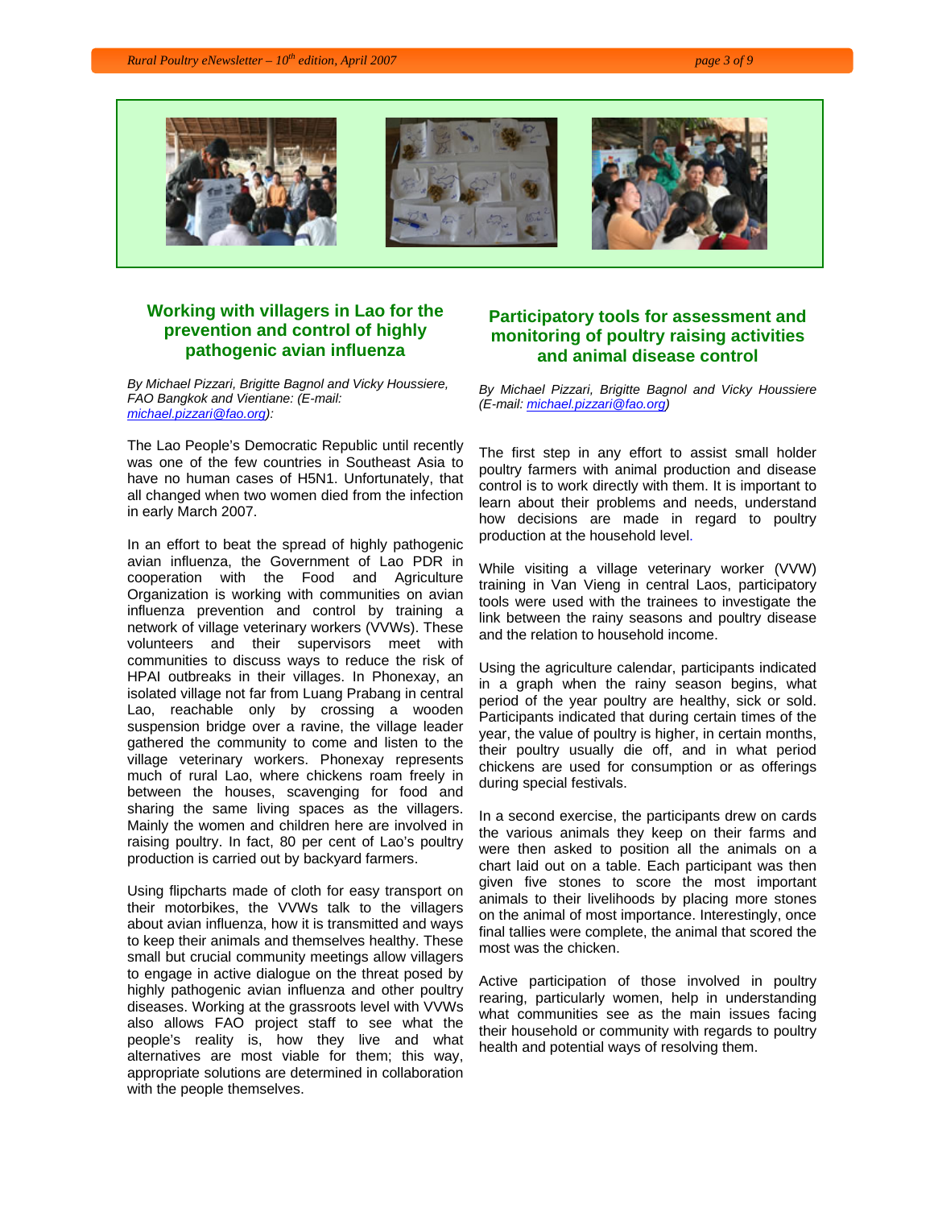## Working with villagers in Lao for the prevention and control of highly pathogenic avian influenza

*By Michael Pizzari, Brigitte Bagnol and Vicky Houssiere, FAO Bangkok and Vientiane: (E-mail: michael.pizzari@fao.org):*

The Lao People's Democratic Republic until recently was one of the few countries in Southeast Asia to have no human cases of H5N1. Unfortunately, that all changed when two women died from the infection in early March 2007.

In an effort to beat the spread of highly pathogenic avian influenza, the Government of Lao PDR in cooperation with the Food and Agriculture Organization is working with communities on avian influenza prevention and control by training a network of village veterinary workers (VVWs). These volunteers and their supervisors meet with communities to discuss ways to reduce the risk of HPAI outbreaks in their villages. In Phonexay, an isolated village not far from Luang Prabang in central Lao, reachable only by crossing a wooden suspension bridge over a ravine, the village leader gathered the community to come and listen to the village veterinary workers. Phonexay represents much of rural Lao, where chickens roam freely in between the houses, scavenging for food and sharing the same living spaces as the villagers. Mainly the women and children here are involved in raising poultry. In fact, 80 per cent of Lao's poultry production is carried out by backyard farmers.

Using flipcharts made of cloth for easy transport on their motorbikes, the VVWs talk to the villagers about avian influenza, how it is transmitted and ways to keep their animals and themselves healthy. These small but crucial community meetings allow villagers to engage in active dialogue on the threat posed by highly pathogenic avian influenza and other poultry diseases. Working at the grassroots level with VVWs also allows FAO project staff to see what the people's reality is, how they live and what alternatives are most viable for them; this way, appropriate solutions are determined in collaboration with the people themselves.

## Participatory tools for assessment and monitoring of poultry raising activities and animal disease control

*By Michael Pizzari, Brigitte Bagnol and Vicky Houssiere (E-mail: michael.pizzari@fao.org)*

The first step in any effort to assist small holder poultry farmers with animal production and disease control is to work directly with them. It is important to learn about their problems and needs, understand how decisions are made in regard to poultry production at the household level.

While visiting a village veterinary worker (VVW) training in Van Vieng in central Laos, participatory tools were used with the trainees to investigate the link between the rainy seasons and poultry disease and the relation to household income.

Using the agriculture calendar, participants indicated in a graph when the rainy season begins, what period of the year poultry are healthy, sick or sold. Participants indicated that during certain times of the year, the value of poultry is higher, in certain months, their poultry usually die off, and in what period chickens are used for consumption or as offerings during special festivals.

In a second exercise, the participants drew on cards the various animals they keep on their farms and were then asked to position all the animals on a chart laid out on a table. Each participant was then given five stones to score the most important animals to their livelihoods by placing more stones on the animal of most importance. Interestingly, once final tallies were complete, the animal that scored the most was the chicken.

Active participation of those involved in poultry rearing, particularly women, help in understanding what communities see as the main issues facing their household or community with regards to poultry health and potential ways of resolving them.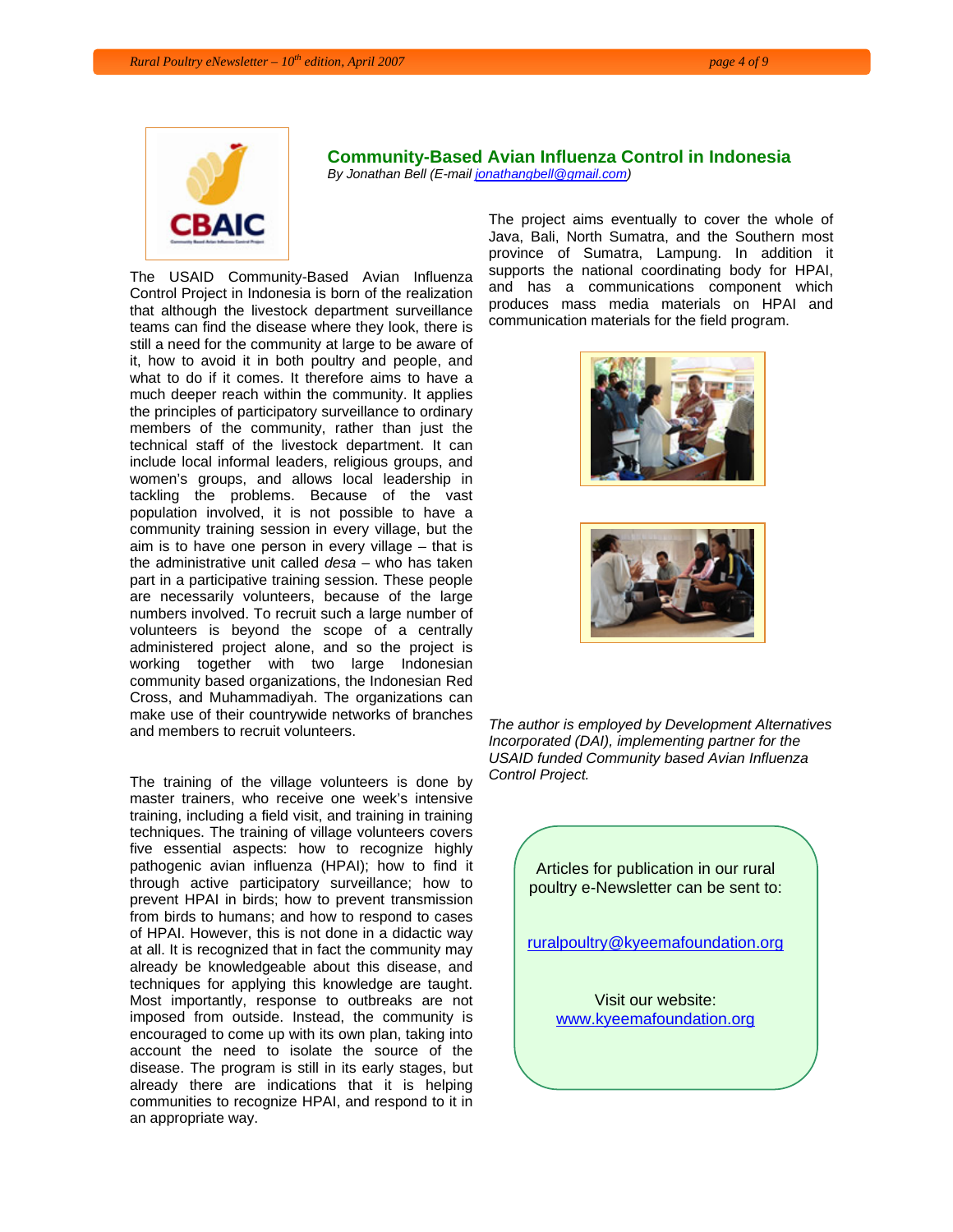## Community-Based Avian Influenza Control in Indonesia

*By Jonathan Bell (E-mail jonathangbell@gmail.com)*

The USAID Community-Based Avian Influenza Control Project in Indonesia is born of the realization that although the livestock department surveillance teams can find the disease where they look, there is still a need for the community at large to be aware of it, how to avoid it in both poultry and people, and what to do if it comes. It therefore aims to have a much deeper reach within the community. It applies the principles of participatory surveillance to ordinary members of the community, rather than just the technical staff of the livestock department. It can include local informal leaders, religious groups, and women's groups, and allows local leadership in tackling the problems. Because of the vast population involved, it is not possible to have a community training session in every village, but the aim is to have one person in every village – that is the administrative unit called *desa* – who has taken part in a participative training session. These people are necessarily volunteers, because of the large numbers involved. To recruit such a large number of volunteers is beyond the scope of a centrally administered project alone, and so the project is working together with two large Indonesian community based organizations, the Indonesian Red Cross, and Muhammadiyah. The organizations can make use of their countrywide networks of branches and members to recruit volunteers.

The training of the village volunteers is done by master trainers, who receive one week's intensive training, including a field visit, and training in training techniques. The training of village volunteers covers five essential aspects: how to recognize highly pathogenic avian influenza (HPAI); how to find it through active participatory surveillance; how to prevent HPAI in birds; how to prevent transmission from birds to humans; and how to respond to cases of HPAI. However, this is not done in a didactic way at all. It is recognized that in fact the community may already be knowledgeable about this disease, and techniques for applying this knowledge are taught. Most importantly, response to outbreaks are not imposed from outside. Instead, the community is encouraged to come up with its own plan, taking into account the need to isolate the source of the disease. The program is still in its early stages, but already there are indications that it is helping communities to recognize HPAI, and respond to it in an appropriate way.

The project aims eventually to cover the whole of Java, Bali, North Sumatra, and the Southern most province of Sumatra, Lampung. In addition it supports the national coordinating body for HPAI, and has a communications component which produces mass media materials on HPAI and communication materials for the field program.

*The author is employed by Development Alternatives Incorporated (DAI), implementing partner for the USAID funded Community based Avian Influenza Control Project.*

Articles for publication in our rural poultry e-Newsletter can be sent to:

ruralpoultry@kyeemafoundation.org

Visit our website:
www.kyeemafoundation.org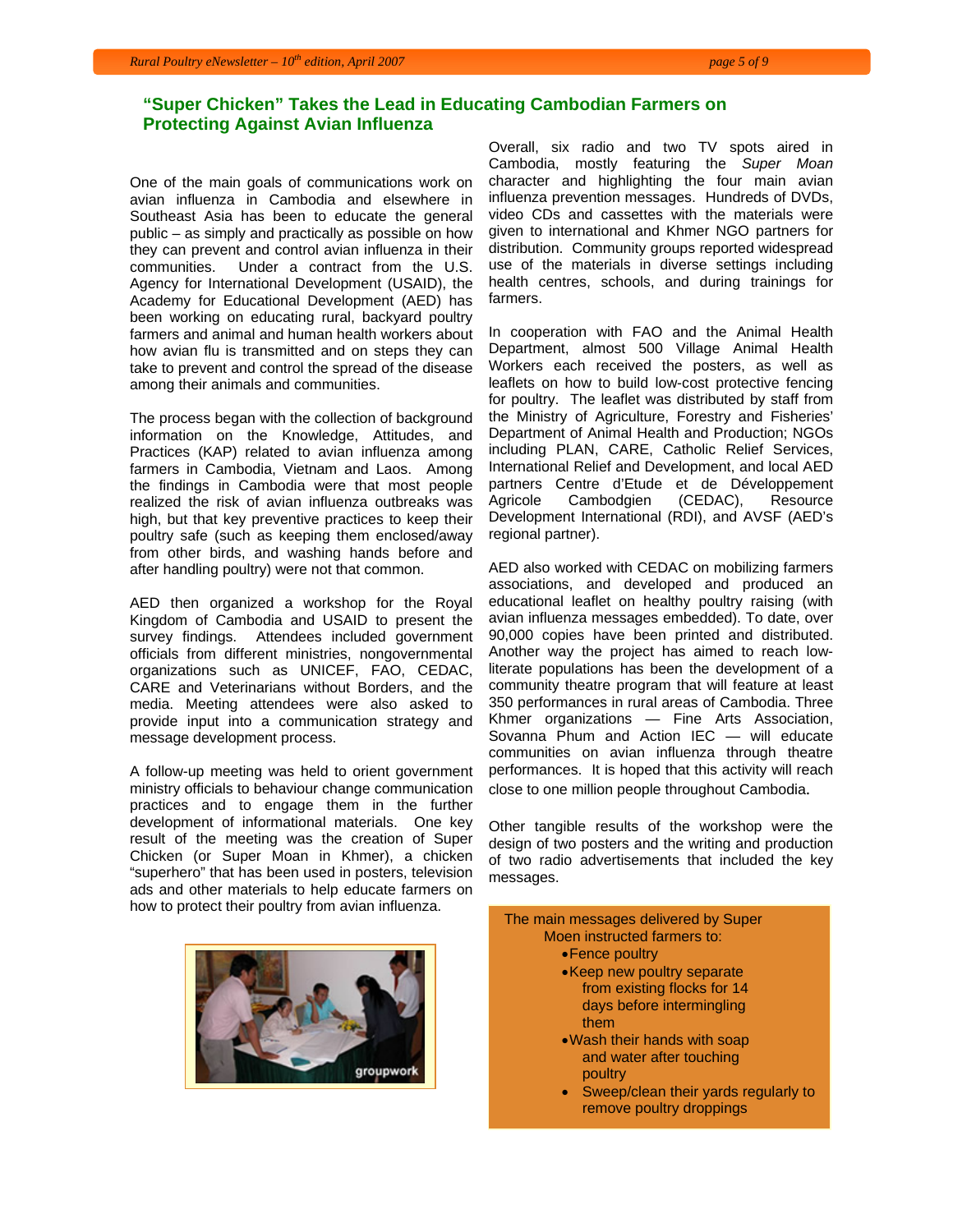## "Super Chicken" Takes the Lead in Educating Cambodian Farmers on Protecting Against Avian Influenza

One of the main goals of communications work on avian influenza in Cambodia and elsewhere in Southeast Asia has been to educate the general public – as simply and practically as possible on how they can prevent and control avian influenza in their communities. Under a contract from the U.S. Agency for International Development (USAID), the Academy for Educational Development (AED) has been working on educating rural, backyard poultry farmers and animal and human health workers about how avian flu is transmitted and on steps they can take to prevent and control the spread of the disease among their animals and communities.

The process began with the collection of background information on the Knowledge, Attitudes, and Practices (KAP) related to avian influenza among farmers in Cambodia, Vietnam and Laos. Among the findings in Cambodia were that most people realized the risk of avian influenza outbreaks was high, but that key preventive practices to keep their poultry safe (such as keeping them enclosed/away from other birds, and washing hands before and after handling poultry) were not that common.

AED then organized a workshop for the Royal Kingdom of Cambodia and USAID to present the survey findings. Attendees included government officials from different ministries, nongovernmental organizations such as UNICEF, FAO, CEDAC, CARE and Veterinarians without Borders, and the media. Meeting attendees were also asked to provide input into a communication strategy and message development process.

A follow-up meeting was held to orient government ministry officials to behaviour change communication practices and to engage them in the further development of informational materials. One key result of the meeting was the creation of Super Chicken (or Super Moan in Khmer), a chicken "superhero" that has been used in posters, television ads and other materials to help educate farmers on how to protect their poultry from avian influenza.

groupwork

Overall, six radio and two TV spots aired in Cambodia, mostly featuring the *Super Moan* character and highlighting the four main avian influenza prevention messages. Hundreds of DVDs, video CDs and cassettes with the materials were given to international and Khmer NGO partners for distribution. Community groups reported widespread use of the materials in diverse settings including health centres, schools, and during trainings for farmers.

In cooperation with FAO and the Animal Health Department, almost 500 Village Animal Health Workers each received the posters, as well as leaflets on how to build low-cost protective fencing for poultry. The leaflet was distributed by staff from the Ministry of Agriculture, Forestry and Fisheries' Department of Animal Health and Production; NGOs including PLAN, CARE, Catholic Relief Services, International Relief and Development, and local AED partners Centre d'Etude et de Développement Agricole Cambodgien (CEDAC), Resource Development International (RDI), and AVSF (AED's regional partner).

AED also worked with CEDAC on mobilizing farmers associations, and developed and produced an educational leaflet on healthy poultry raising (with avian influenza messages embedded). To date, over 90,000 copies have been printed and distributed. Another way the project has aimed to reach low-literate populations has been the development of a community theatre program that will feature at least 350 performances in rural areas of Cambodia. Three Khmer organizations — Fine Arts Association, Sovanna Phum and Action IEC — will educate communities on avian influenza through theatre performances. It is hoped that this activity will reach close to one million people throughout Cambodia.

Other tangible results of the workshop were the design of two posters and the writing and production of two radio advertisements that included the key messages.

The main messages delivered by Super Moen instructed farmers to:

- Fence poultry
- Keep new poultry separate from existing flocks for 14 days before intermingling them
- Wash their hands with soap and water after touching poultry
- Sweep/clean their yards regularly to remove poultry droppings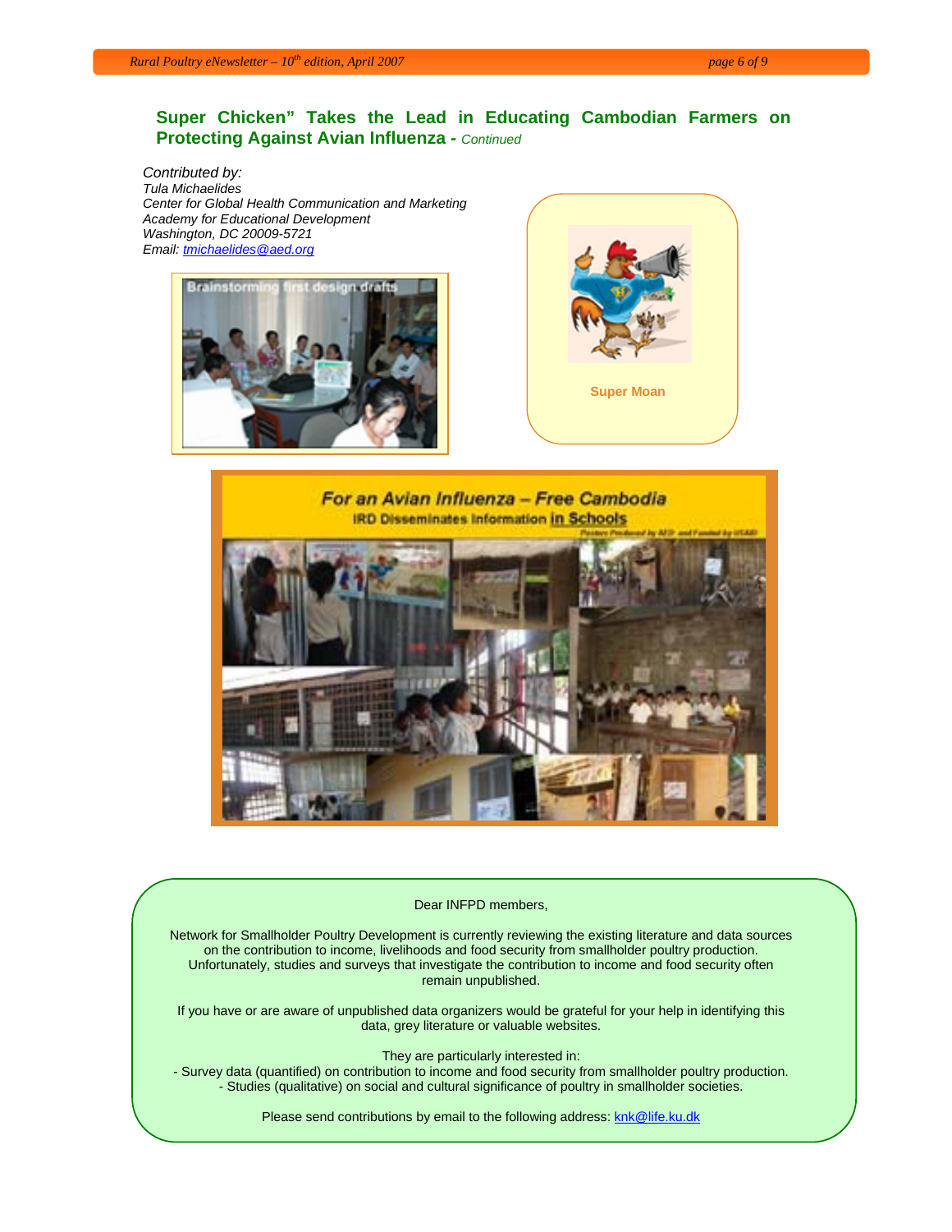## Super Chicken" Takes the Lead in Educating Cambodian Farmers on Protecting Against Avian Influenza - *Continued*

*Contributed by:*
*Tula Michaelides*
*Center for Global Health Communication and Marketing*
*Academy for Educational Development*
*Washington, DC 20009-5721*
*Email: tmichaelides@aed.org*

Super Moan

Dear INFPD members,

Network for Smallholder Poultry Development is currently reviewing the existing literature and data sources on the contribution to income, livelihoods and food security from smallholder poultry production. Unfortunately, studies and surveys that investigate the contribution to income and food security often remain unpublished.

If you have or are aware of unpublished data organizers would be grateful for your help in identifying this data, grey literature or valuable websites.

They are particularly interested in:

- Survey data (quantified) on contribution to income and food security from smallholder poultry production.
- Studies (qualitative) on social and cultural significance of poultry in smallholder societies.

Please send contributions by email to the following address: knk@life.ku.dk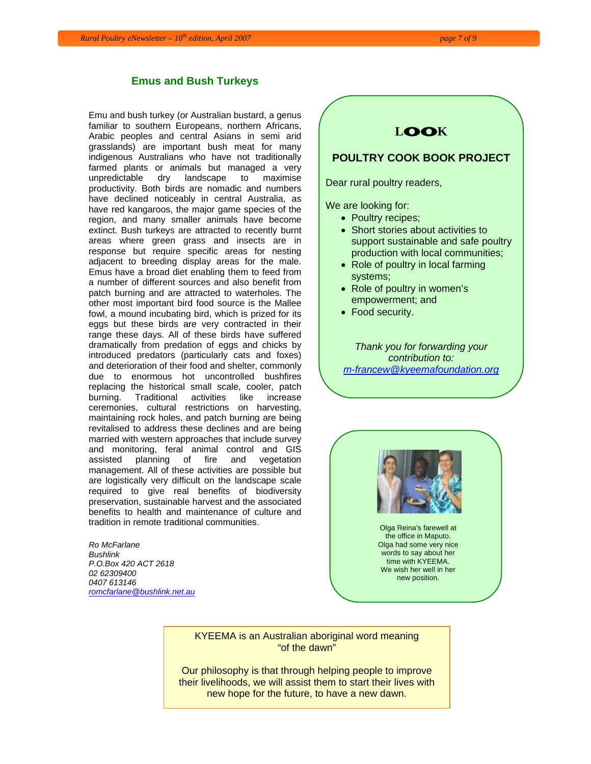## Emus and Bush Turkeys

Emu and bush turkey (or Australian bustard, a genus familiar to southern Europeans, northern Africans, Arabic peoples and central Asians in semi arid grasslands) are important bush meat for many indigenous Australians who have not traditionally farmed plants or animals but managed a very unpredictable dry landscape to maximise productivity. Both birds are nomadic and numbers have declined noticeably in central Australia, as have red kangaroos, the major game species of the region, and many smaller animals have become extinct. Bush turkeys are attracted to recently burnt areas where green grass and insects are in response but require specific areas for nesting adjacent to breeding display areas for the male. Emus have a broad diet enabling them to feed from a number of different sources and also benefit from patch burning and are attracted to waterholes. The other most important bird food source is the Mallee fowl, a mound incubating bird, which is prized for its eggs but these birds are very contracted in their range these days. All of these birds have suffered dramatically from predation of eggs and chicks by introduced predators (particularly cats and foxes) and deterioration of their food and shelter, commonly due to enormous hot uncontrolled bushfires replacing the historical small scale, cooler, patch burning. Traditional activities like increase ceremonies, cultural restrictions on harvesting, maintaining rock holes, and patch burning are being revitalised to address these declines and are being married with western approaches that include survey and monitoring, feral animal control and GIS assisted planning of fire and vegetation management. All of these activities are possible but are logistically very difficult on the landscape scale required to give real benefits of biodiversity preservation, sustainable harvest and the associated benefits to health and maintenance of culture and tradition in remote traditional communities.

*Ro McFarlane*
*Bushlink*
*P.O.Box 420 ACT 2618*
*02 62309400*
*0407 613146*
*romcfarlane@bushlink.net.au*

**LOOK**

### POULTRY COOK BOOK PROJECT

Dear rural poultry readers,

We are looking for:

- Poultry recipes;
- Short stories about activities to support sustainable and safe poultry production with local communities;
- Role of poultry in local farming systems;
- Role of poultry in women's empowerment; and
- Food security.

*Thank you for forwarding your contribution to: m-francew@kyeemafoundation.org*

Olga Reina's farewell at the office in Maputo. Olga had some very nice words to say about her time with KYEEMA. We wish her well in her new position.

KYEEMA is an Australian aboriginal word meaning "of the dawn"

Our philosophy is that through helping people to improve their livelihoods, we will assist them to start their lives with new hope for the future, to have a new dawn.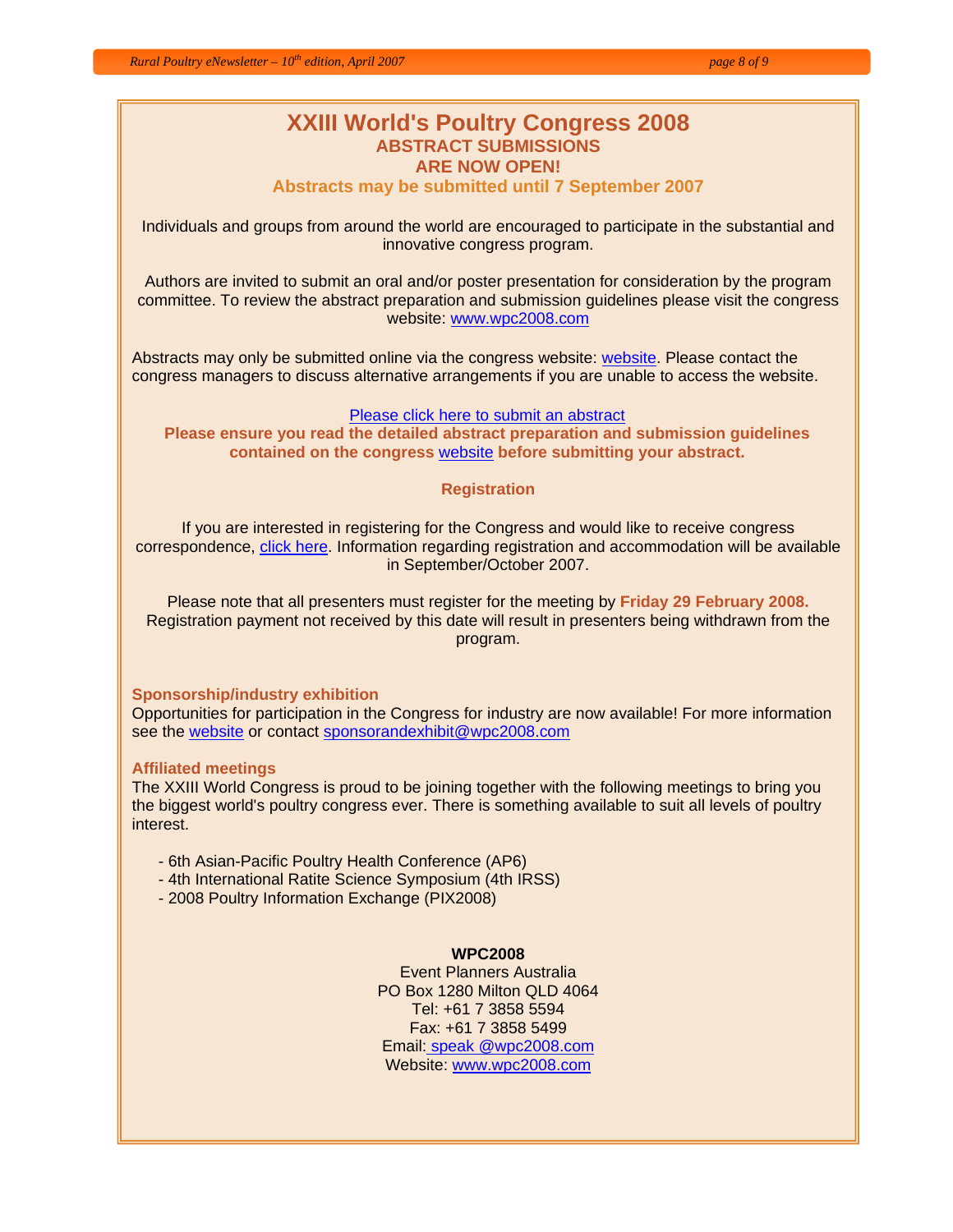# XXIII World's Poultry Congress 2008

## ABSTRACT SUBMISSIONS ARE NOW OPEN!

### Abstracts may be submitted until 7 September 2007

Individuals and groups from around the world are encouraged to participate in the substantial and innovative congress program.

Authors are invited to submit an oral and/or poster presentation for consideration by the program committee. To review the abstract preparation and submission guidelines please visit the congress website: www.wpc2008.com

Abstracts may only be submitted online via the congress website: website. Please contact the congress managers to discuss alternative arrangements if you are unable to access the website.

Please click here to submit an abstract

**Please ensure you read the detailed abstract preparation and submission guidelines contained on the congress website before submitting your abstract.**

### Registration

If you are interested in registering for the Congress and would like to receive congress correspondence, click here. Information regarding registration and accommodation will be available in September/October 2007.

Please note that all presenters must register for the meeting by **Friday 29 February 2008.** Registration payment not received by this date will result in presenters being withdrawn from the program.

### Sponsorship/industry exhibition

Opportunities for participation in the Congress for industry are now available! For more information see the website or contact sponsorandexhibit@wpc2008.com

### Affiliated meetings

The XXIII World Congress is proud to be joining together with the following meetings to bring you the biggest world's poultry congress ever. There is something available to suit all levels of poultry interest.

- 6th Asian-Pacific Poultry Health Conference (AP6)
- 4th International Ratite Science Symposium (4th IRSS)
- 2008 Poultry Information Exchange (PIX2008)

**WPC2008**
Event Planners Australia
PO Box 1280 Milton QLD 4064
Tel: +61 7 3858 5594
Fax: +61 7 3858 5499
Email: speak @wpc2008.com
Website: www.wpc2008.com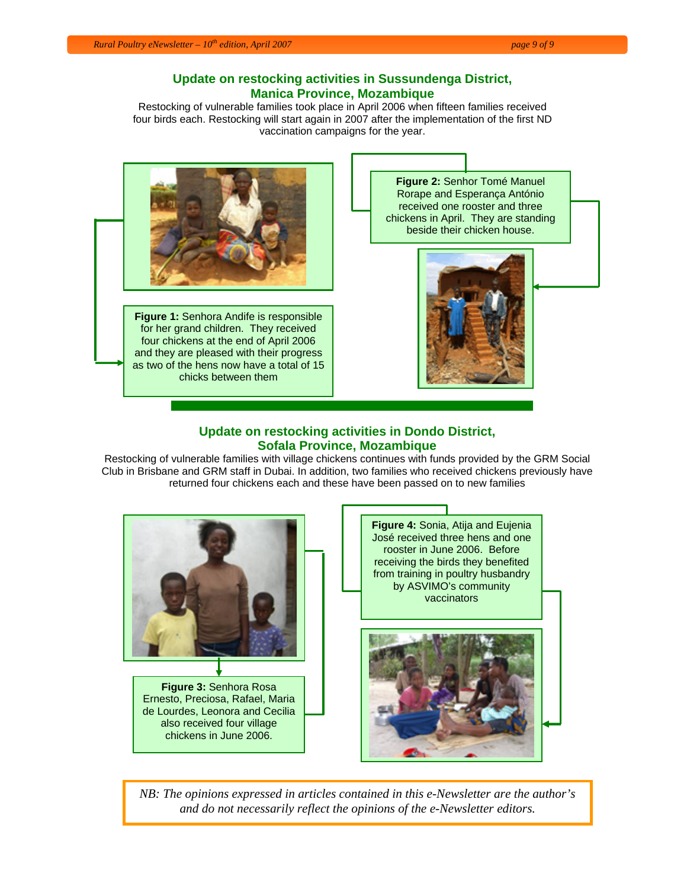## Update on restocking activities in Sussundenga District, Manica Province, Mozambique

Restocking of vulnerable families took place in April 2006 when fifteen families received four birds each. Restocking will start again in 2007 after the implementation of the first ND vaccination campaigns for the year.

**Figure 1:** Senhora Andife is responsible for her grand children. They received four chickens at the end of April 2006 and they are pleased with their progress as two of the hens now have a total of 15 chicks between them

**Figure 2:** Senhor Tomé Manuel Rorape and Esperança António received one rooster and three chickens in April. They are standing beside their chicken house.

## Update on restocking activities in Dondo District, Sofala Province, Mozambique

Restocking of vulnerable families with village chickens continues with funds provided by the GRM Social Club in Brisbane and GRM staff in Dubai. In addition, two families who received chickens previously have returned four chickens each and these have been passed on to new families

**Figure 3:** Senhora Rosa Ernesto, Preciosa, Rafael, Maria de Lourdes, Leonora and Cecilia also received four village chickens in June 2006.

**Figure 4:** Sonia, Atija and Eujenia José received three hens and one rooster in June 2006. Before receiving the birds they benefited from training in poultry husbandry by ASVIMO's community vaccinators

*NB: The opinions expressed in articles contained in this e-Newsletter are the author's and do not necessarily reflect the opinions of the e-Newsletter editors.*